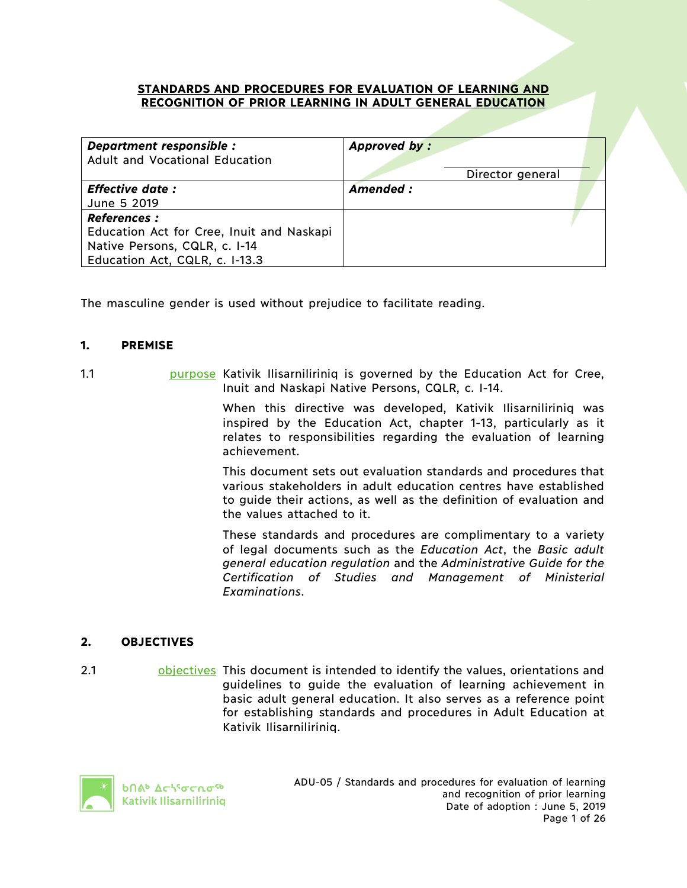# STANDARDS AND PROCEDURES FOR EVALUATION OF LEARNING AND RECOGNITION OF PRIOR LEARNING IN ADULT GENERAL EDUCATION

| ***Department responsible :***<br>Adult and Vocational Education | ***Approved by :***<br><br>Director general |
|---|---|
| ***Effective date :***<br>June 5 2019 | ***Amended :*** |
| ***References :***<br>Education Act for Cree, Inuit and Naskapi Native Persons, CQLR, c. I-14<br>Education Act, CQLR, c. I-13.3 | |

The masculine gender is used without prejudice to facilitate reading.

## 1. PREMISE

1.1 purpose

Kativik Ilisarniliriniq is governed by the Education Act for Cree, Inuit and Naskapi Native Persons, CQLR, c. I-14.

When this directive was developed, Kativik Ilisarniliriniq was inspired by the Education Act, chapter 1-13, particularly as it relates to responsibilities regarding the evaluation of learning achievement.

This document sets out evaluation standards and procedures that various stakeholders in adult education centres have established to guide their actions, as well as the definition of evaluation and the values attached to it.

These standards and procedures are complimentary to a variety of legal documents such as the *Education Act*, the *Basic adult general education regulation* and the *Administrative Guide for the Certification of Studies and Management of Ministerial Examinations*.

## 2. OBJECTIVES

2.1 objectives

This document is intended to identify the values, orientations and guidelines to guide the evaluation of learning achievement in basic adult general education. It also serves as a reference point for establishing standards and procedures in Adult Education at Kativik Ilisarniliriniq.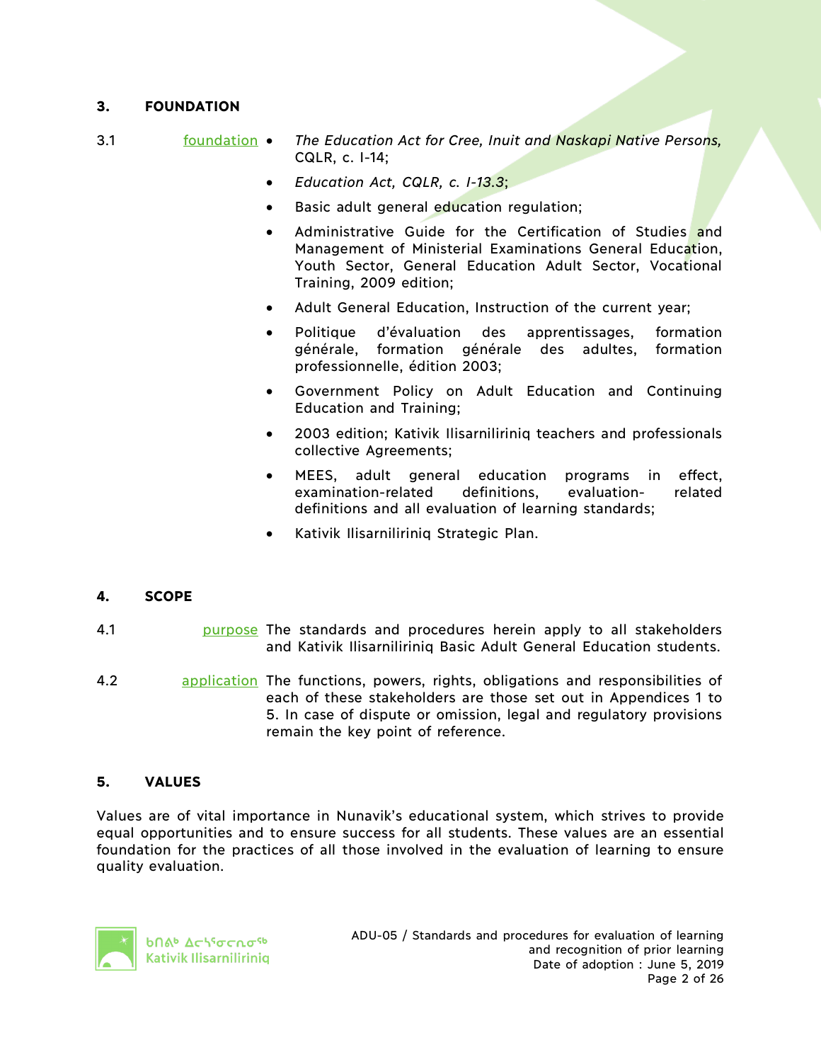## 3. FOUNDATION

3.1 foundation

- *The Education Act for Cree, Inuit and Naskapi Native Persons,* CQLR, c. I-14;
- *Education Act, CQLR, c. I-13.3*;
- Basic adult general education regulation;
- Administrative Guide for the Certification of Studies and Management of Ministerial Examinations General Education, Youth Sector, General Education Adult Sector, Vocational Training, 2009 edition;
- Adult General Education, Instruction of the current year;
- Politique d'évaluation des apprentissages, formation générale, formation générale des adultes, formation professionnelle, édition 2003;
- Government Policy on Adult Education and Continuing Education and Training;
- 2003 edition; Kativik Ilisarniliriniq teachers and professionals collective Agreements;
- MEES, adult general education programs in effect, examination-related definitions, evaluation-related definitions and all evaluation of learning standards;
- Kativik Ilisarniliriniq Strategic Plan.

## 4. SCOPE

4.1 purpose The standards and procedures herein apply to all stakeholders and Kativik Ilisarniliriniq Basic Adult General Education students.

4.2 application The functions, powers, rights, obligations and responsibilities of each of these stakeholders are those set out in Appendices 1 to 5. In case of dispute or omission, legal and regulatory provisions remain the key point of reference.

## 5. VALUES

Values are of vital importance in Nunavik's educational system, which strives to provide equal opportunities and to ensure success for all students. These values are an essential foundation for the practices of all those involved in the evaluation of learning to ensure quality evaluation.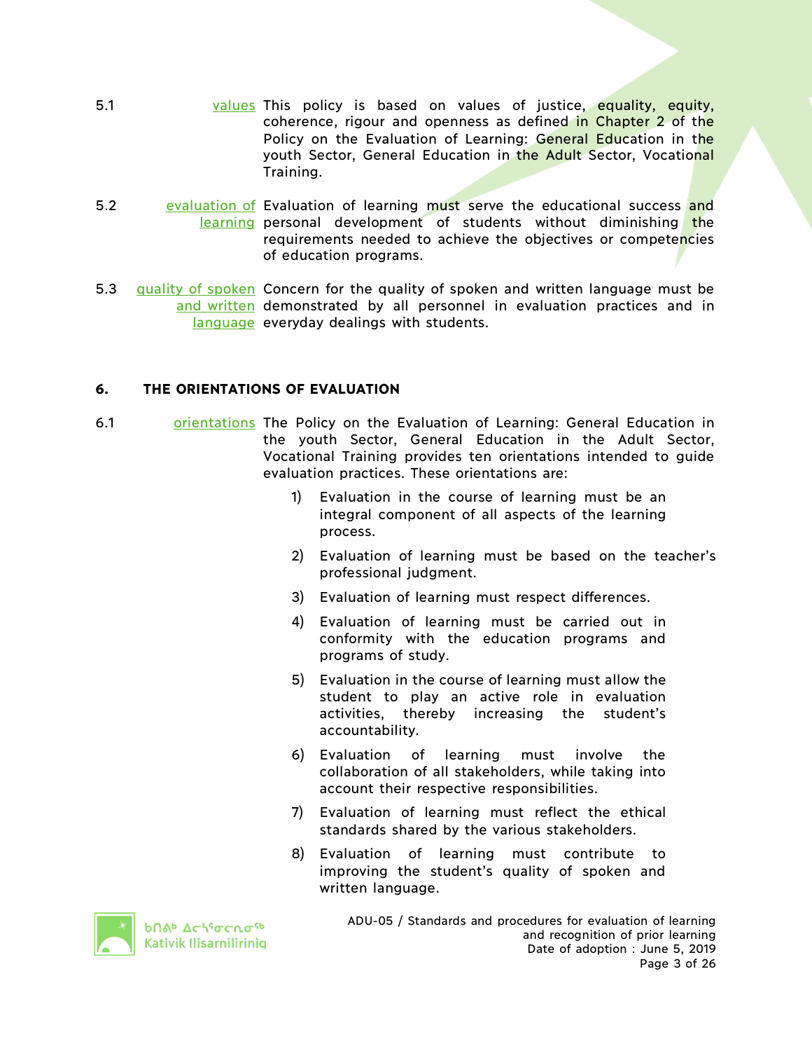5.1 **values** This policy is based on values of justice, equality, equity, coherence, rigour and openness as defined in Chapter 2 of the Policy on the Evaluation of Learning: General Education in the youth Sector, General Education in the Adult Sector, Vocational Training.

5.2 **evaluation of learning** Evaluation of learning must serve the educational success and personal development of students without diminishing the requirements needed to achieve the objectives or competencies of education programs.

5.3 **quality of spoken and written language** Concern for the quality of spoken and written language must be demonstrated by all personnel in evaluation practices and in everyday dealings with students.

## 6. THE ORIENTATIONS OF EVALUATION

6.1 **orientations** The Policy on the Evaluation of Learning: General Education in the youth Sector, General Education in the Adult Sector, Vocational Training provides ten orientations intended to guide evaluation practices. These orientations are:

1) Evaluation in the course of learning must be an integral component of all aspects of the learning process.
2) Evaluation of learning must be based on the teacher's professional judgment.
3) Evaluation of learning must respect differences.
4) Evaluation of learning must be carried out in conformity with the education programs and programs of study.
5) Evaluation in the course of learning must allow the student to play an active role in evaluation activities, thereby increasing the student's accountability.
6) Evaluation of learning must involve the collaboration of all stakeholders, while taking into account their respective responsibilities.
7) Evaluation of learning must reflect the ethical standards shared by the various stakeholders.
8) Evaluation of learning must contribute to improving the student's quality of spoken and written language.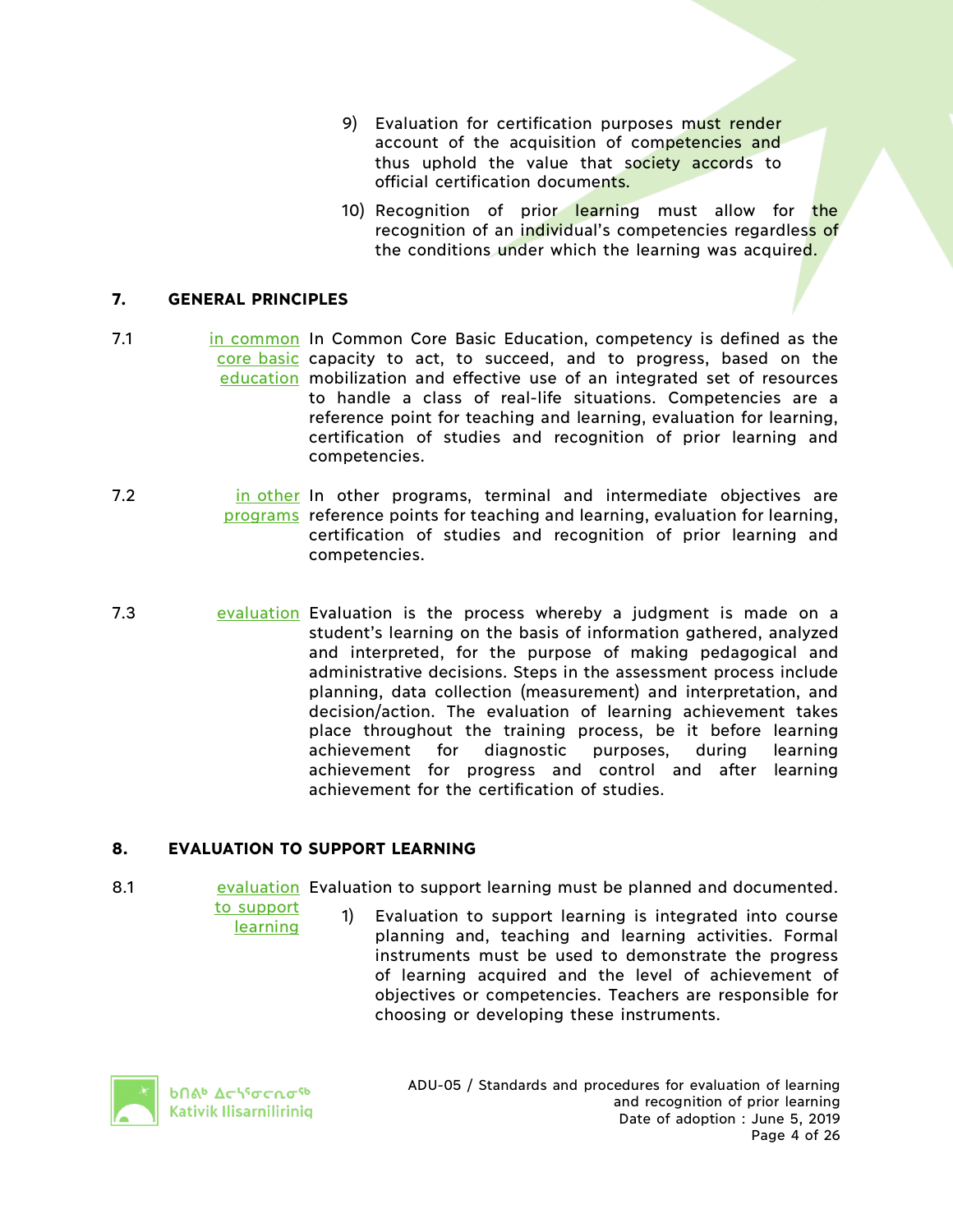9) Evaluation for certification purposes must render account of the acquisition of competencies and thus uphold the value that society accords to official certification documents.

10) Recognition of prior learning must allow for the recognition of an individual's competencies regardless of the conditions under which the learning was acquired.

## 7. GENERAL PRINCIPLES

**7.1** <u>in common core basic education</u>

In Common Core Basic Education, competency is defined as the capacity to act, to succeed, and to progress, based on the mobilization and effective use of an integrated set of resources to handle a class of real-life situations. Competencies are a reference point for teaching and learning, evaluation for learning, certification of studies and recognition of prior learning and competencies.

**7.2** <u>in other programs</u>

In other programs, terminal and intermediate objectives are reference points for teaching and learning, evaluation for learning, certification of studies and recognition of prior learning and competencies.

**7.3** <u>evaluation</u>

Evaluation is the process whereby a judgment is made on a student's learning on the basis of information gathered, analyzed and interpreted, for the purpose of making pedagogical and administrative decisions. Steps in the assessment process include planning, data collection (measurement) and interpretation, and decision/action. The evaluation of learning achievement takes place throughout the training process, be it before learning achievement for diagnostic purposes, during learning achievement for progress and control and after learning achievement for the certification of studies.

## 8. EVALUATION TO SUPPORT LEARNING

**8.1** <u>evaluation to support learning</u>

Evaluation to support learning must be planned and documented.

1) Evaluation to support learning is integrated into course planning and, teaching and learning activities. Formal instruments must be used to demonstrate the progress of learning acquired and the level of achievement of objectives or competencies. Teachers are responsible for choosing or developing these instruments.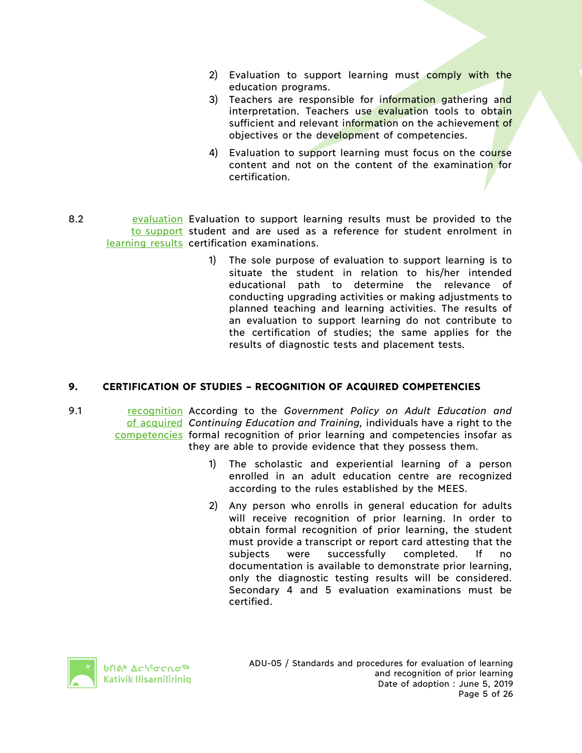2) Evaluation to support learning must comply with the education programs.
3) Teachers are responsible for information gathering and interpretation. Teachers use evaluation tools to obtain sufficient and relevant information on the achievement of objectives or the development of competencies.
4) Evaluation to support learning must focus on the course content and not on the content of the examination for certification.

8.2 evaluation to support learning results

Evaluation to support learning results must be provided to the student and are used as a reference for student enrolment in certification examinations.

1) The sole purpose of evaluation to support learning is to situate the student in relation to his/her intended educational path to determine the relevance of conducting upgrading activities or making adjustments to planned teaching and learning activities. The results of an evaluation to support learning do not contribute to the certification of studies; the same applies for the results of diagnostic tests and placement tests.

## 9. CERTIFICATION OF STUDIES – RECOGNITION OF ACQUIRED COMPETENCIES

9.1 recognition of acquired competencies

According to the *Government Policy on Adult Education and Continuing Education and Training,* individuals have a right to the formal recognition of prior learning and competencies insofar as they are able to provide evidence that they possess them.

1) The scholastic and experiential learning of a person enrolled in an adult education centre are recognized according to the rules established by the MEES.
2) Any person who enrolls in general education for adults will receive recognition of prior learning. In order to obtain formal recognition of prior learning, the student must provide a transcript or report card attesting that the subjects were successfully completed. If no documentation is available to demonstrate prior learning, only the diagnostic testing results will be considered. Secondary 4 and 5 evaluation examinations must be certified.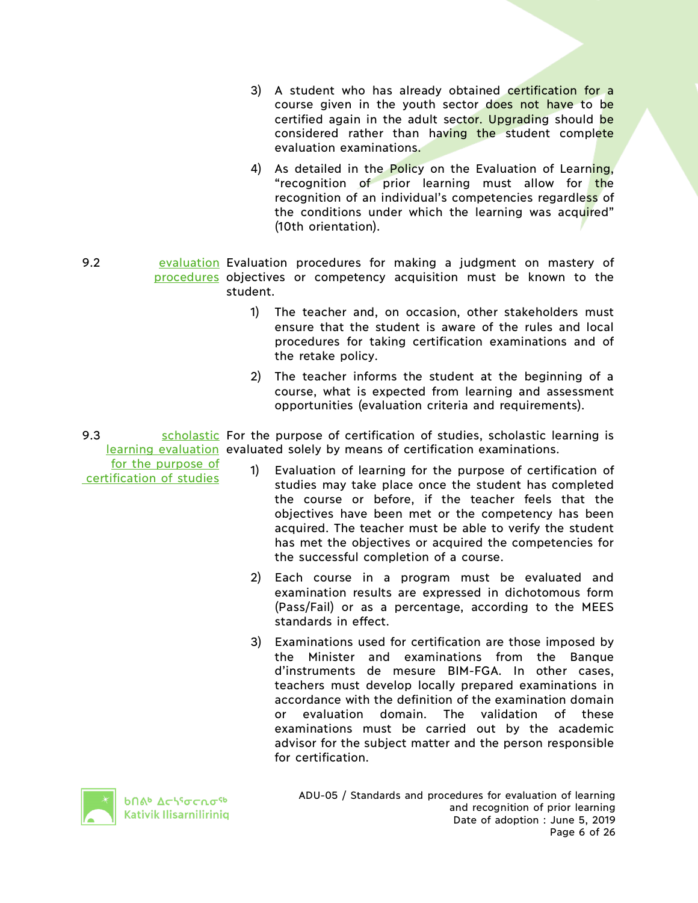3) A student who has already obtained certification for a course given in the youth sector does not have to be certified again in the adult sector. Upgrading should be considered rather than having the student complete evaluation examinations.

4) As detailed in the Policy on the Evaluation of Learning, “recognition of prior learning must allow for the recognition of an individual’s competencies regardless of the conditions under which the learning was acquired” (10th orientation).

**9.2 evaluation procedures**

Evaluation procedures for making a judgment on mastery of objectives or competency acquisition must be known to the student.

1) The teacher and, on occasion, other stakeholders must ensure that the student is aware of the rules and local procedures for taking certification examinations and of the retake policy.

2) The teacher informs the student at the beginning of a course, what is expected from learning and assessment opportunities (evaluation criteria and requirements).

**9.3 scholastic learning evaluation for the purpose of certification of studies**

For the purpose of certification of studies, scholastic learning is evaluated solely by means of certification examinations.

1) Evaluation of learning for the purpose of certification of studies may take place once the student has completed the course or before, if the teacher feels that the objectives have been met or the competency has been acquired. The teacher must be able to verify the student has met the objectives or acquired the competencies for the successful completion of a course.

2) Each course in a program must be evaluated and examination results are expressed in dichotomous form (Pass/Fail) or as a percentage, according to the MEES standards in effect.

3) Examinations used for certification are those imposed by the Minister and examinations from the Banque d’instruments de mesure BIM-FGA. In other cases, teachers must develop locally prepared examinations in accordance with the definition of the examination domain or evaluation domain. The validation of these examinations must be carried out by the academic advisor for the subject matter and the person responsible for certification.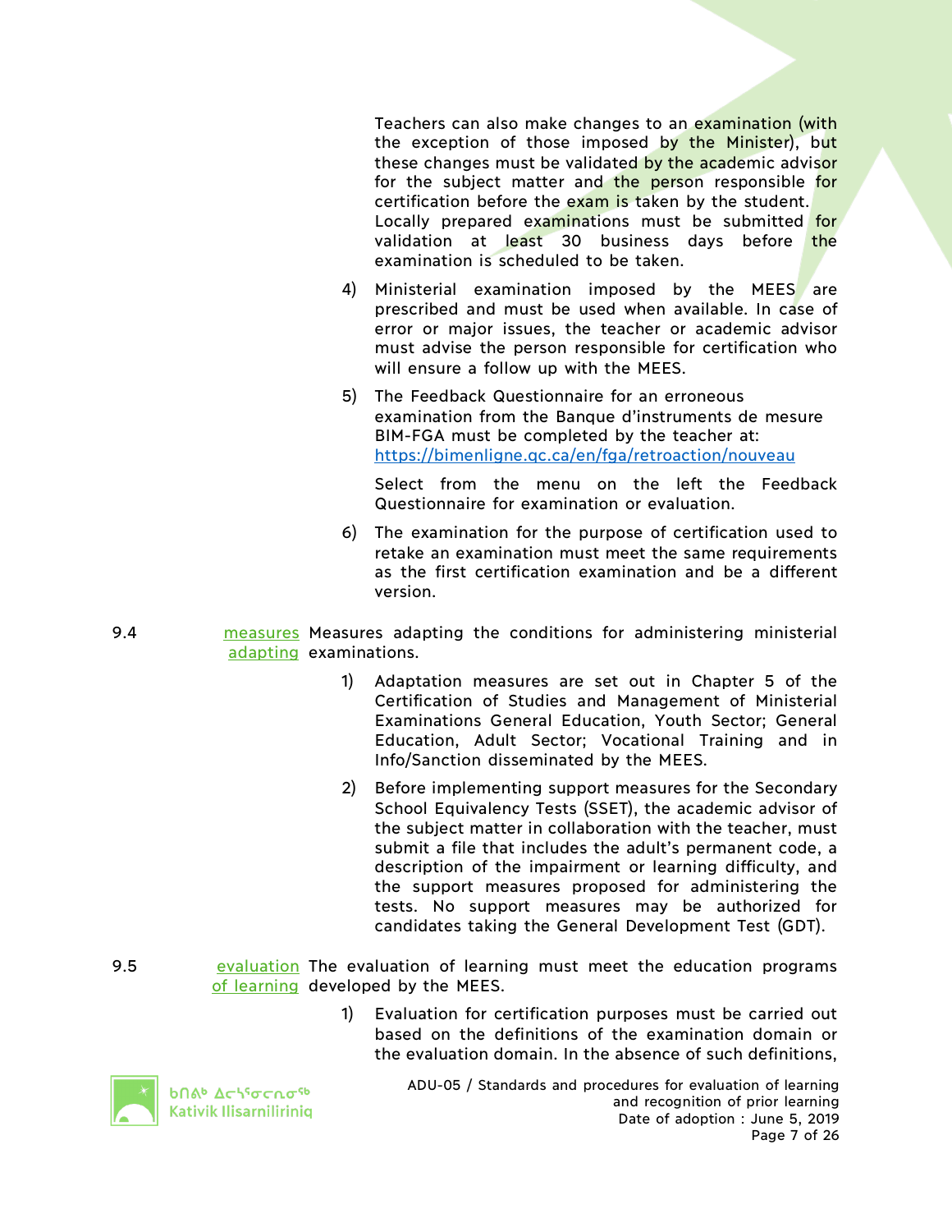Teachers can also make changes to an examination (with the exception of those imposed by the Minister), but these changes must be validated by the academic advisor for the subject matter and the person responsible for certification before the exam is taken by the student. Locally prepared examinations must be submitted for validation at least 30 business days before the examination is scheduled to be taken.

4) Ministerial examination imposed by the MEES are prescribed and must be used when available. In case of error or major issues, the teacher or academic advisor must advise the person responsible for certification who will ensure a follow up with the MEES.

5) The Feedback Questionnaire for an erroneous examination from the Banque d'instruments de mesure BIM-FGA must be completed by the teacher at: https://bimenligne.qc.ca/en/fga/retroaction/nouveau

   Select from the menu on the left the Feedback Questionnaire for examination or evaluation.

6) The examination for the purpose of certification used to retake an examination must meet the same requirements as the first certification examination and be a different version.

**9.4** measures adapting — Measures adapting the conditions for administering ministerial examinations.

1) Adaptation measures are set out in Chapter 5 of the Certification of Studies and Management of Ministerial Examinations General Education, Youth Sector; General Education, Adult Sector; Vocational Training and in Info/Sanction disseminated by the MEES.

2) Before implementing support measures for the Secondary School Equivalency Tests (SSET), the academic advisor of the subject matter in collaboration with the teacher, must submit a file that includes the adult's permanent code, a description of the impairment or learning difficulty, and the support measures proposed for administering the tests. No support measures may be authorized for candidates taking the General Development Test (GDT).

**9.5** evaluation of learning — The evaluation of learning must meet the education programs developed by the MEES.

1) Evaluation for certification purposes must be carried out based on the definitions of the examination domain or the evaluation domain. In the absence of such definitions,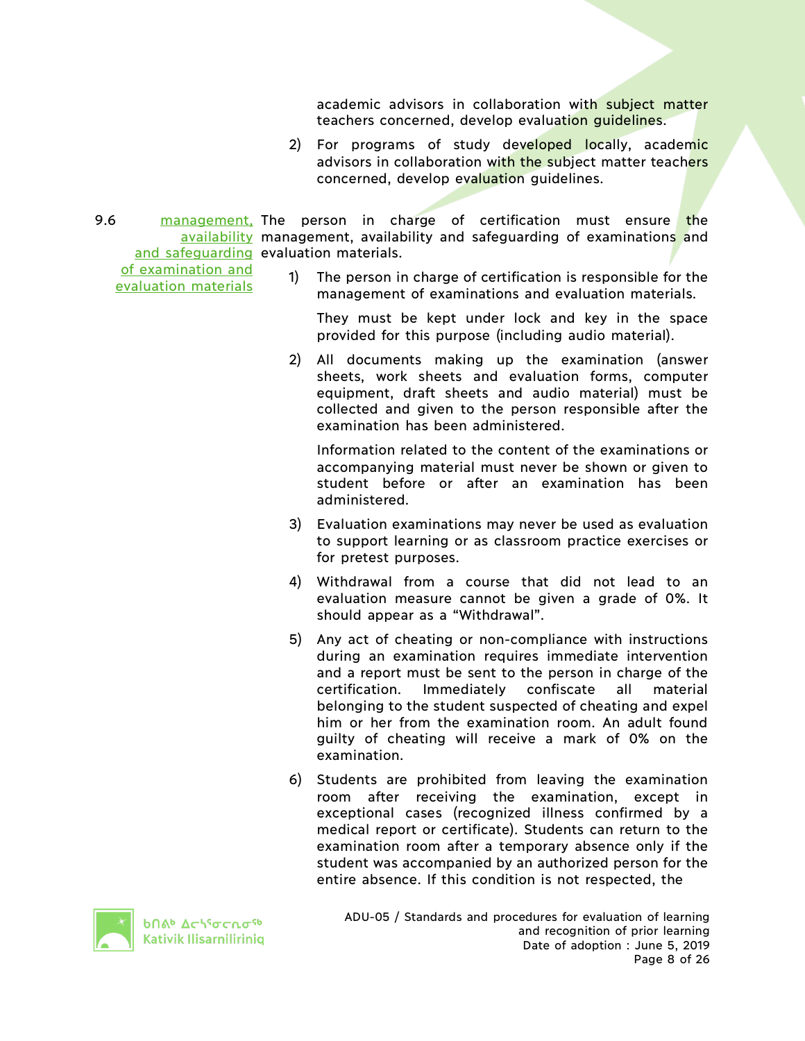academic advisors in collaboration with subject matter teachers concerned, develop evaluation guidelines.

2) For programs of study developed locally, academic advisors in collaboration with the subject matter teachers concerned, develop evaluation guidelines.

**9.6 management, availability and safeguarding of examination and evaluation materials**

The person in charge of certification must ensure the management, availability and safeguarding of examinations and evaluation materials.

1) The person in charge of certification is responsible for the management of examinations and evaluation materials.

   They must be kept under lock and key in the space provided for this purpose (including audio material).

2) All documents making up the examination (answer sheets, work sheets and evaluation forms, computer equipment, draft sheets and audio material) must be collected and given to the person responsible after the examination has been administered.

   Information related to the content of the examinations or accompanying material must never be shown or given to student before or after an examination has been administered.

3) Evaluation examinations may never be used as evaluation to support learning or as classroom practice exercises or for pretest purposes.

4) Withdrawal from a course that did not lead to an evaluation measure cannot be given a grade of 0%. It should appear as a "Withdrawal".

5) Any act of cheating or non-compliance with instructions during an examination requires immediate intervention and a report must be sent to the person in charge of the certification. Immediately confiscate all material belonging to the student suspected of cheating and expel him or her from the examination room. An adult found guilty of cheating will receive a mark of 0% on the examination.

6) Students are prohibited from leaving the examination room after receiving the examination, except in exceptional cases (recognized illness confirmed by a medical report or certificate). Students can return to the examination room after a temporary absence only if the student was accompanied by an authorized person for the entire absence. If this condition is not respected, the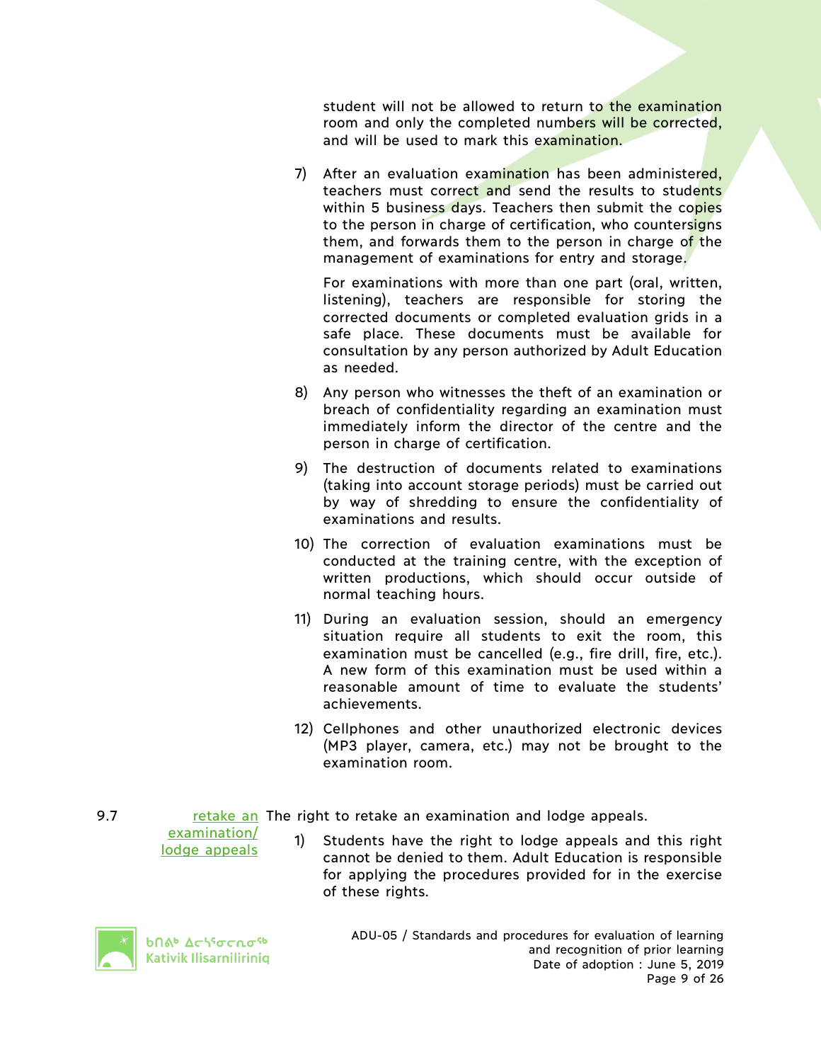student will not be allowed to return to the examination room and only the completed numbers will be corrected, and will be used to mark this examination.

7) After an evaluation examination has been administered, teachers must correct and send the results to students within 5 business days. Teachers then submit the copies to the person in charge of certification, who countersigns them, and forwards them to the person in charge of the management of examinations for entry and storage.

   For examinations with more than one part (oral, written, listening), teachers are responsible for storing the corrected documents or completed evaluation grids in a safe place. These documents must be available for consultation by any person authorized by Adult Education as needed.

8) Any person who witnesses the theft of an examination or breach of confidentiality regarding an examination must immediately inform the director of the centre and the person in charge of certification.

9) The destruction of documents related to examinations (taking into account storage periods) must be carried out by way of shredding to ensure the confidentiality of examinations and results.

10) The correction of evaluation examinations must be conducted at the training centre, with the exception of written productions, which should occur outside of normal teaching hours.

11) During an evaluation session, should an emergency situation require all students to exit the room, this examination must be cancelled (e.g., fire drill, fire, etc.). A new form of this examination must be used within a reasonable amount of time to evaluate the students' achievements.

12) Cellphones and other unauthorized electronic devices (MP3 player, camera, etc.) may not be brought to the examination room.

9.7 retake an examination/ lodge appeals

The right to retake an examination and lodge appeals.

1) Students have the right to lodge appeals and this right cannot be denied to them. Adult Education is responsible for applying the procedures provided for in the exercise of these rights.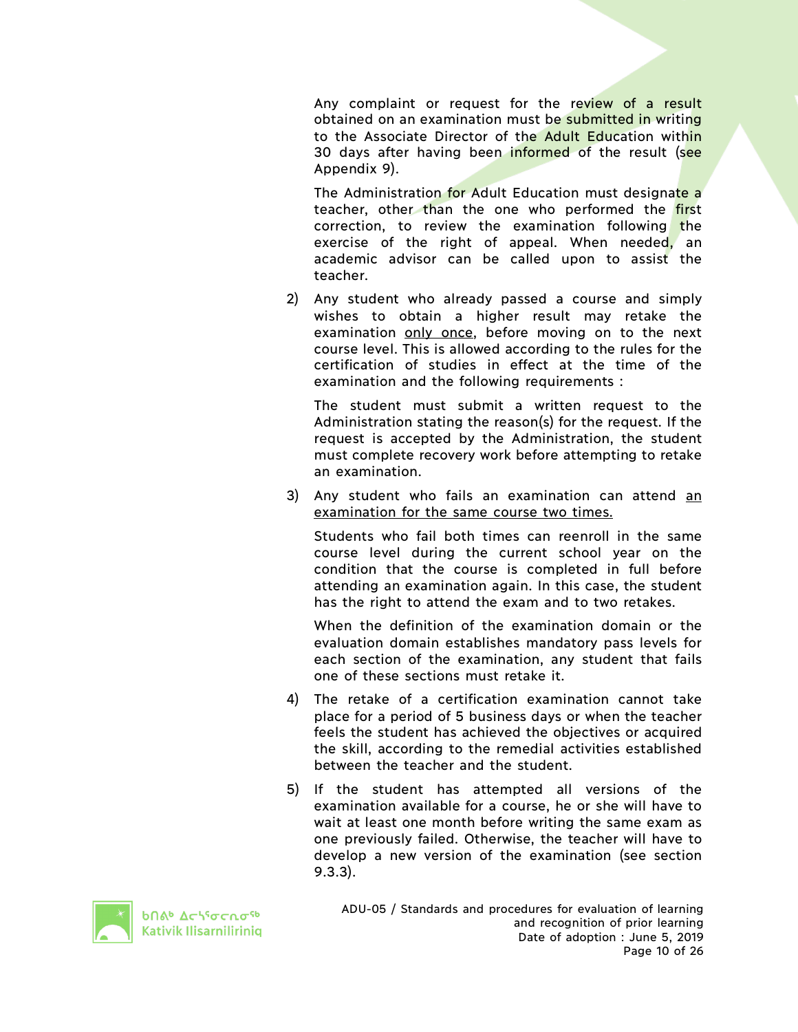Any complaint or request for the review of a result obtained on an examination must be submitted in writing to the Associate Director of the Adult Education within 30 days after having been informed of the result (see Appendix 9).

The Administration for Adult Education must designate a teacher, other than the one who performed the first correction, to review the examination following the exercise of the right of appeal. When needed, an academic advisor can be called upon to assist the teacher.

2) Any student who already passed a course and simply wishes to obtain a higher result may retake the examination <u>only once</u>, before moving on to the next course level. This is allowed according to the rules for the certification of studies in effect at the time of the examination and the following requirements :

   The student must submit a written request to the Administration stating the reason(s) for the request. If the request is accepted by the Administration, the student must complete recovery work before attempting to retake an examination.

3) Any student who fails an examination can attend <u>an examination for the same course two times.</u>

   Students who fail both times can reenroll in the same course level during the current school year on the condition that the course is completed in full before attending an examination again. In this case, the student has the right to attend the exam and to two retakes.

   When the definition of the examination domain or the evaluation domain establishes mandatory pass levels for each section of the examination, any student that fails one of these sections must retake it.

4) The retake of a certification examination cannot take place for a period of 5 business days or when the teacher feels the student has achieved the objectives or acquired the skill, according to the remedial activities established between the teacher and the student.

5) If the student has attempted all versions of the examination available for a course, he or she will have to wait at least one month before writing the same exam as one previously failed. Otherwise, the teacher will have to develop a new version of the examination (see section 9.3.3).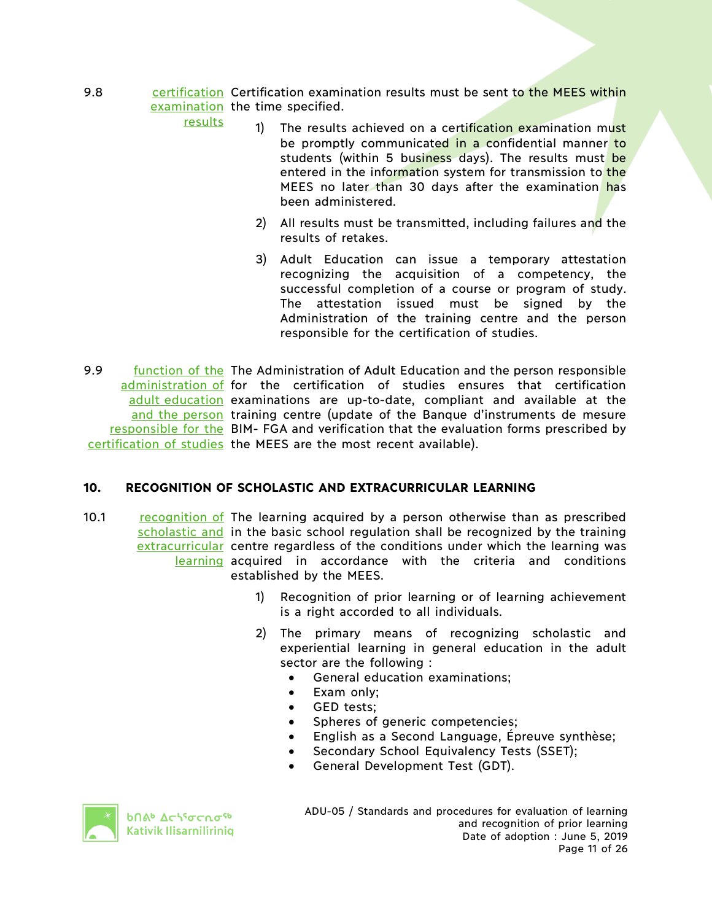**9.8** certification examination results

Certification examination results must be sent to the MEES within the time specified.

1) The results achieved on a certification examination must be promptly communicated in a confidential manner to students (within 5 business days). The results must be entered in the information system for transmission to the MEES no later than 30 days after the examination has been administered.

2) All results must be transmitted, including failures and the results of retakes.

3) Adult Education can issue a temporary attestation recognizing the acquisition of a competency, the successful completion of a course or program of study. The attestation issued must be signed by the Administration of the training centre and the person responsible for the certification of studies.

**9.9** function of the administration of adult education and the person responsible for the certification of studies

The Administration of Adult Education and the person responsible for the certification of studies ensures that certification examinations are up-to-date, compliant and available at the training centre (update of the Banque d'instruments de mesure BIM- FGA and verification that the evaluation forms prescribed by the MEES are the most recent available).

## 10. RECOGNITION OF SCHOLASTIC AND EXTRACURRICULAR LEARNING

**10.1** recognition of scholastic and extracurricular learning

The learning acquired by a person otherwise than as prescribed in the basic school regulation shall be recognized by the training centre regardless of the conditions under which the learning was acquired in accordance with the criteria and conditions established by the MEES.

1) Recognition of prior learning or of learning achievement is a right accorded to all individuals.

2) The primary means of recognizing scholastic and experiential learning in general education in the adult sector are the following :
   - General education examinations;
   - Exam only;
   - GED tests;
   - Spheres of generic competencies;
   - English as a Second Language, Épreuve synthèse;
   - Secondary School Equivalency Tests (SSET);
   - General Development Test (GDT).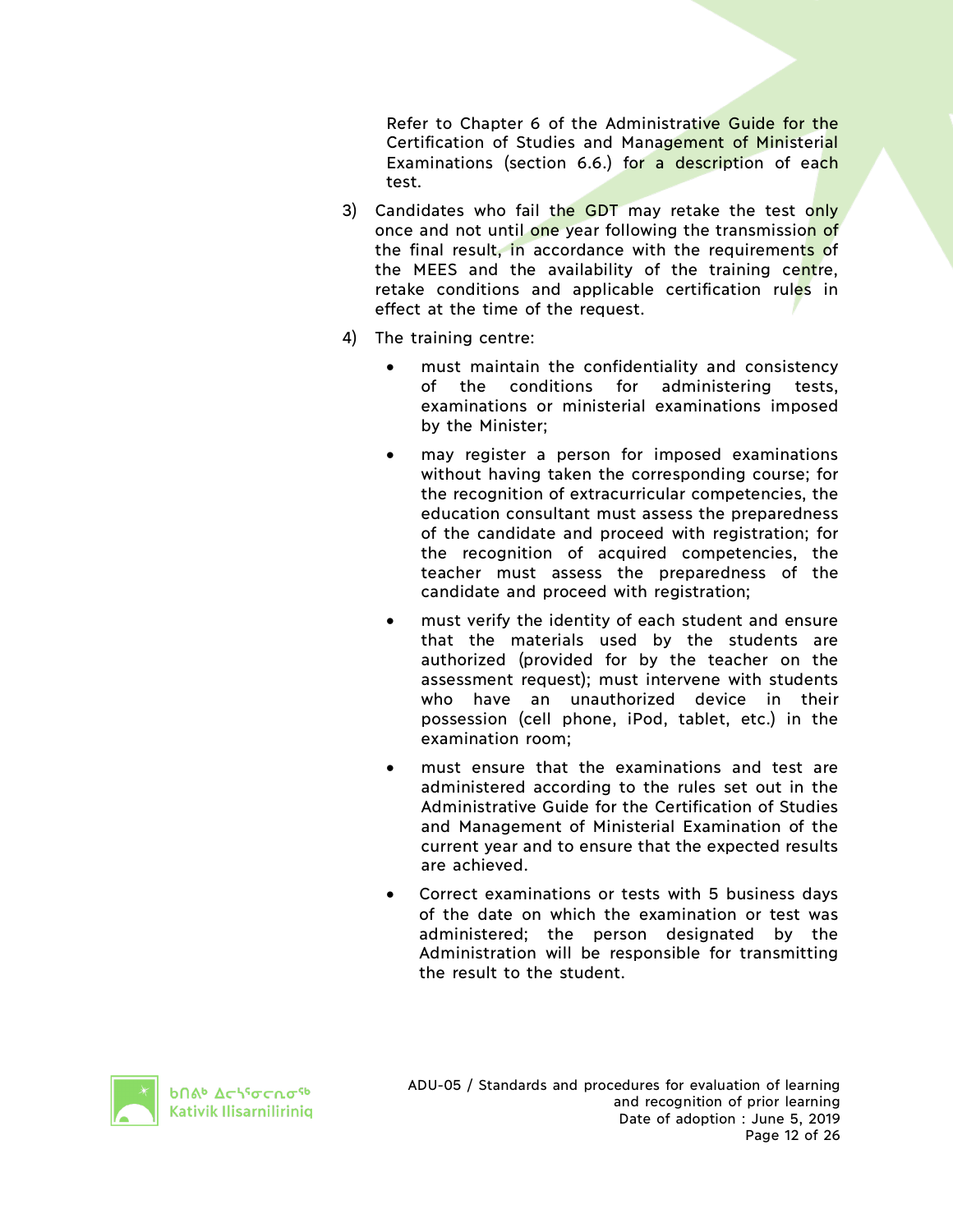Refer to Chapter 6 of the Administrative Guide for the Certification of Studies and Management of Ministerial Examinations (section 6.6.) for a description of each test.

3) Candidates who fail the GDT may retake the test only once and not until one year following the transmission of the final result, in accordance with the requirements of the MEES and the availability of the training centre, retake conditions and applicable certification rules in effect at the time of the request.

4) The training centre:

   - must maintain the confidentiality and consistency of the conditions for administering tests, examinations or ministerial examinations imposed by the Minister;
   - may register a person for imposed examinations without having taken the corresponding course; for the recognition of extracurricular competencies, the education consultant must assess the preparedness of the candidate and proceed with registration; for the recognition of acquired competencies, the teacher must assess the preparedness of the candidate and proceed with registration;
   - must verify the identity of each student and ensure that the materials used by the students are authorized (provided for by the teacher on the assessment request); must intervene with students who have an unauthorized device in their possession (cell phone, iPod, tablet, etc.) in the examination room;
   - must ensure that the examinations and test are administered according to the rules set out in the Administrative Guide for the Certification of Studies and Management of Ministerial Examination of the current year and to ensure that the expected results are achieved.
   - Correct examinations or tests with 5 business days of the date on which the examination or test was administered; the person designated by the Administration will be responsible for transmitting the result to the student.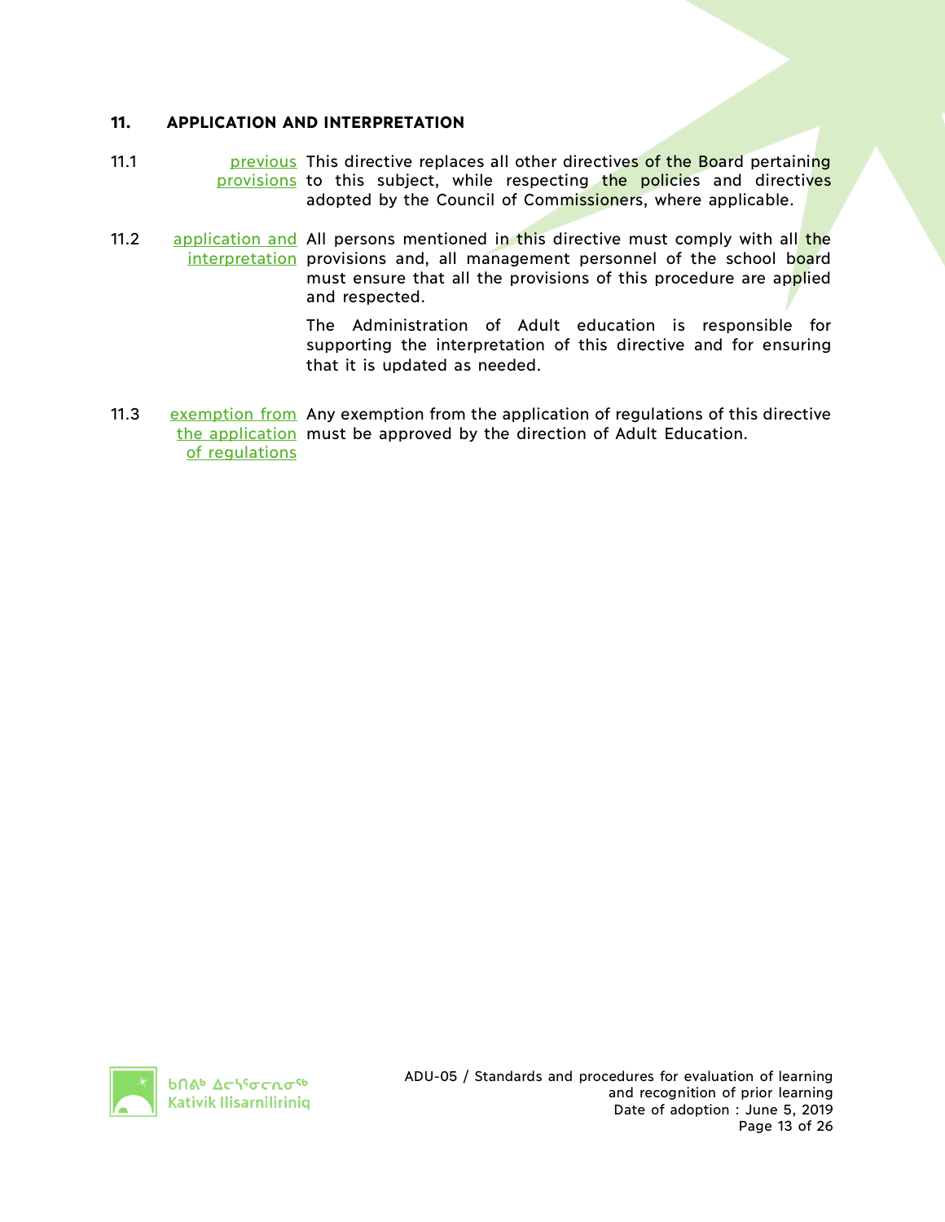## 11. APPLICATION AND INTERPRETATION

11.1 previous provisions — This directive replaces all other directives of the Board pertaining to this subject, while respecting the policies and directives adopted by the Council of Commissioners, where applicable.

11.2 application and interpretation — All persons mentioned in this directive must comply with all the provisions and, all management personnel of the school board must ensure that all the provisions of this procedure are applied and respected.

The Administration of Adult education is responsible for supporting the interpretation of this directive and for ensuring that it is updated as needed.

11.3 exemption from the application of regulations — Any exemption from the application of regulations of this directive must be approved by the direction of Adult Education.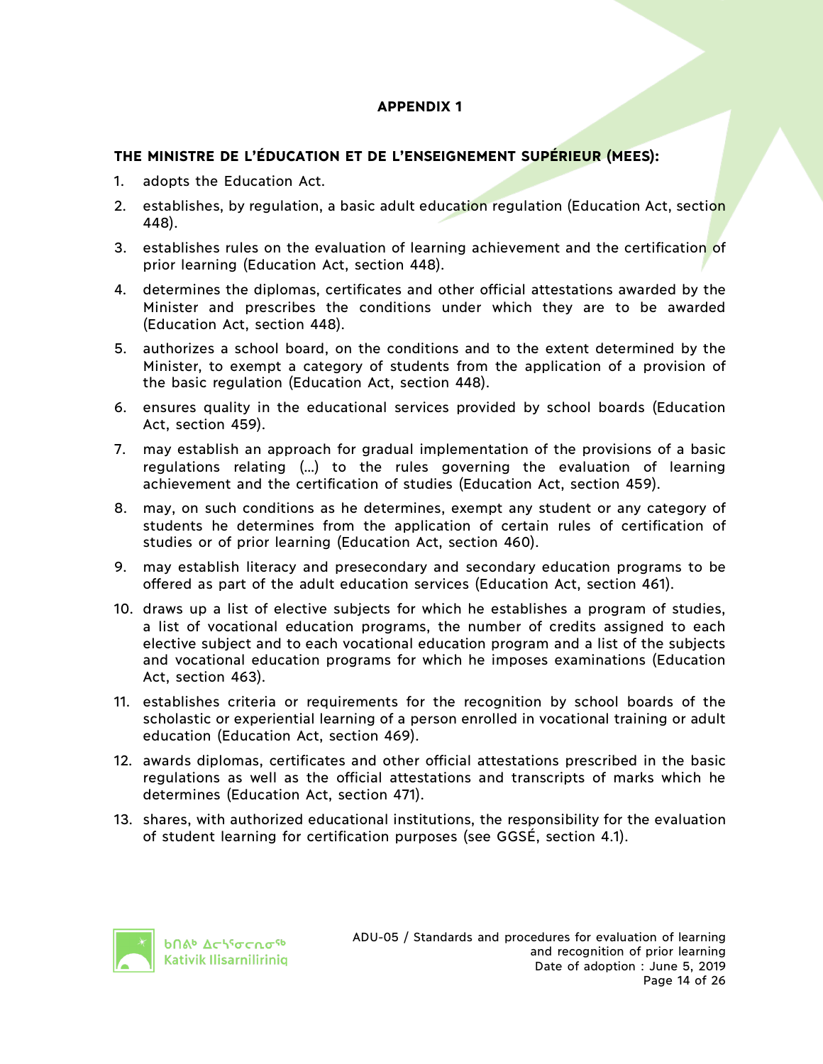# APPENDIX 1

## THE MINISTRE DE L'ÉDUCATION ET DE L'ENSEIGNEMENT SUPÉRIEUR (MEES):

1. adopts the Education Act.
2. establishes, by regulation, a basic adult education regulation (Education Act, section 448).
3. establishes rules on the evaluation of learning achievement and the certification of prior learning (Education Act, section 448).
4. determines the diplomas, certificates and other official attestations awarded by the Minister and prescribes the conditions under which they are to be awarded (Education Act, section 448).
5. authorizes a school board, on the conditions and to the extent determined by the Minister, to exempt a category of students from the application of a provision of the basic regulation (Education Act, section 448).
6. ensures quality in the educational services provided by school boards (Education Act, section 459).
7. may establish an approach for gradual implementation of the provisions of a basic regulations relating (…) to the rules governing the evaluation of learning achievement and the certification of studies (Education Act, section 459).
8. may, on such conditions as he determines, exempt any student or any category of students he determines from the application of certain rules of certification of studies or of prior learning (Education Act, section 460).
9. may establish literacy and presecondary and secondary education programs to be offered as part of the adult education services (Education Act, section 461).
10. draws up a list of elective subjects for which he establishes a program of studies, a list of vocational education programs, the number of credits assigned to each elective subject and to each vocational education program and a list of the subjects and vocational education programs for which he imposes examinations (Education Act, section 463).
11. establishes criteria or requirements for the recognition by school boards of the scholastic or experiential learning of a person enrolled in vocational training or adult education (Education Act, section 469).
12. awards diplomas, certificates and other official attestations prescribed in the basic regulations as well as the official attestations and transcripts of marks which he determines (Education Act, section 471).
13. shares, with authorized educational institutions, the responsibility for the evaluation of student learning for certification purposes (see GGSÉ, section 4.1).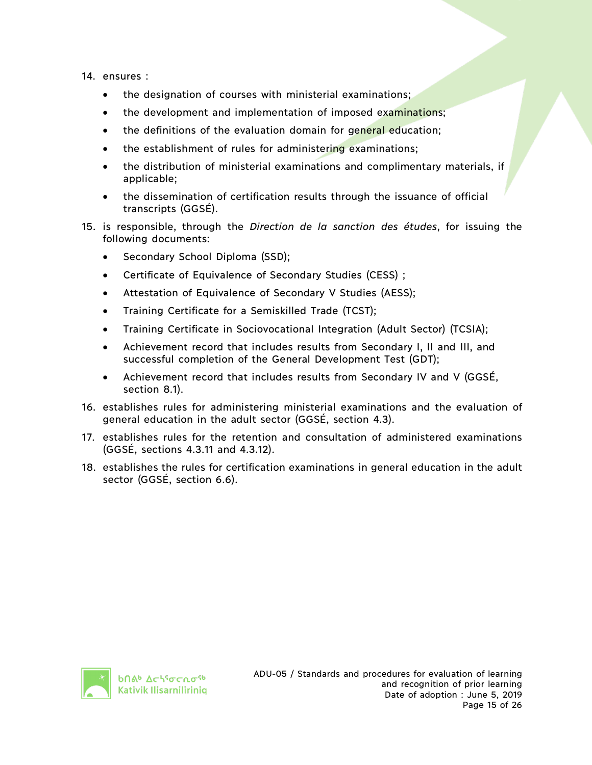14. ensures :
    - the designation of courses with ministerial examinations;
    - the development and implementation of imposed examinations;
    - the definitions of the evaluation domain for general education;
    - the establishment of rules for administering examinations;
    - the distribution of ministerial examinations and complimentary materials, if applicable;
    - the dissemination of certification results through the issuance of official transcripts (GGSÉ).
15. is responsible, through the *Direction de la sanction des études*, for issuing the following documents:
    - Secondary School Diploma (SSD);
    - Certificate of Equivalence of Secondary Studies (CESS) ;
    - Attestation of Equivalence of Secondary V Studies (AESS);
    - Training Certificate for a Semiskilled Trade (TCST);
    - Training Certificate in Sociovocational Integration (Adult Sector) (TCSIA);
    - Achievement record that includes results from Secondary I, II and III, and successful completion of the General Development Test (GDT);
    - Achievement record that includes results from Secondary IV and V (GGSÉ, section 8.1).
16. establishes rules for administering ministerial examinations and the evaluation of general education in the adult sector (GGSÉ, section 4.3).
17. establishes rules for the retention and consultation of administered examinations (GGSÉ, sections 4.3.11 and 4.3.12).
18. establishes the rules for certification examinations in general education in the adult sector (GGSÉ, section 6.6).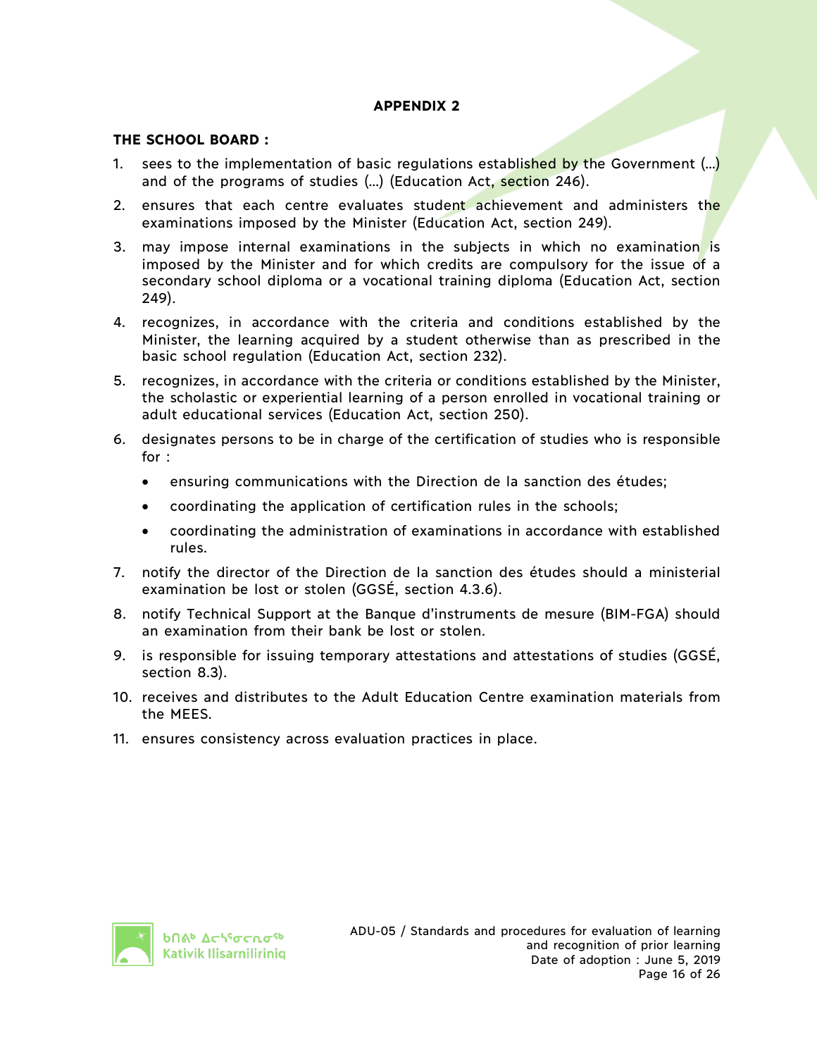## APPENDIX 2

**THE SCHOOL BOARD :**

1. sees to the implementation of basic regulations established by the Government (…) and of the programs of studies (…) (Education Act, section 246).
2. ensures that each centre evaluates student achievement and administers the examinations imposed by the Minister (Education Act, section 249).
3. may impose internal examinations in the subjects in which no examination is imposed by the Minister and for which credits are compulsory for the issue of a secondary school diploma or a vocational training diploma (Education Act, section 249).
4. recognizes, in accordance with the criteria and conditions established by the Minister, the learning acquired by a student otherwise than as prescribed in the basic school regulation (Education Act, section 232).
5. recognizes, in accordance with the criteria or conditions established by the Minister, the scholastic or experiential learning of a person enrolled in vocational training or adult educational services (Education Act, section 250).
6. designates persons to be in charge of the certification of studies who is responsible for :
   - ensuring communications with the Direction de la sanction des études;
   - coordinating the application of certification rules in the schools;
   - coordinating the administration of examinations in accordance with established rules.
7. notify the director of the Direction de la sanction des études should a ministerial examination be lost or stolen (GGSÉ, section 4.3.6).
8. notify Technical Support at the Banque d'instruments de mesure (BIM-FGA) should an examination from their bank be lost or stolen.
9. is responsible for issuing temporary attestations and attestations of studies (GGSÉ, section 8.3).
10. receives and distributes to the Adult Education Centre examination materials from the MEES.
11. ensures consistency across evaluation practices in place.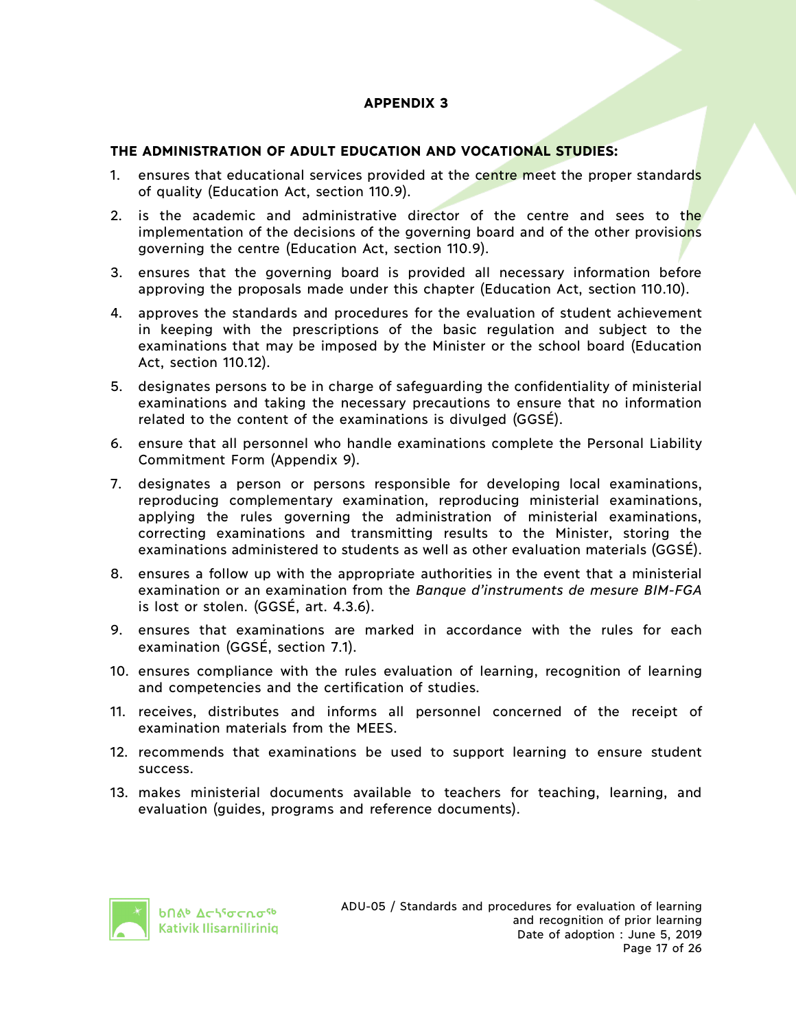# APPENDIX 3

## THE ADMINISTRATION OF ADULT EDUCATION AND VOCATIONAL STUDIES:

1. ensures that educational services provided at the centre meet the proper standards of quality (Education Act, section 110.9).
2. is the academic and administrative director of the centre and sees to the implementation of the decisions of the governing board and of the other provisions governing the centre (Education Act, section 110.9).
3. ensures that the governing board is provided all necessary information before approving the proposals made under this chapter (Education Act, section 110.10).
4. approves the standards and procedures for the evaluation of student achievement in keeping with the prescriptions of the basic regulation and subject to the examinations that may be imposed by the Minister or the school board (Education Act, section 110.12).
5. designates persons to be in charge of safeguarding the confidentiality of ministerial examinations and taking the necessary precautions to ensure that no information related to the content of the examinations is divulged (GGSÉ).
6. ensure that all personnel who handle examinations complete the Personal Liability Commitment Form (Appendix 9).
7. designates a person or persons responsible for developing local examinations, reproducing complementary examination, reproducing ministerial examinations, applying the rules governing the administration of ministerial examinations, correcting examinations and transmitting results to the Minister, storing the examinations administered to students as well as other evaluation materials (GGSÉ).
8. ensures a follow up with the appropriate authorities in the event that a ministerial examination or an examination from the *Banque d'instruments de mesure BIM-FGA* is lost or stolen. (GGSÉ, art. 4.3.6).
9. ensures that examinations are marked in accordance with the rules for each examination (GGSÉ, section 7.1).
10. ensures compliance with the rules evaluation of learning, recognition of learning and competencies and the certification of studies.
11. receives, distributes and informs all personnel concerned of the receipt of examination materials from the MEES.
12. recommends that examinations be used to support learning to ensure student success.
13. makes ministerial documents available to teachers for teaching, learning, and evaluation (guides, programs and reference documents).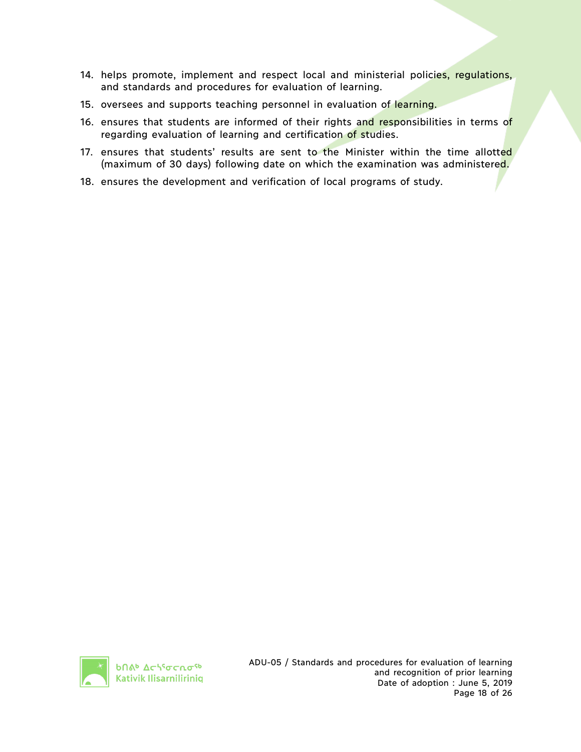14. helps promote, implement and respect local and ministerial policies, regulations, and standards and procedures for evaluation of learning.
15. oversees and supports teaching personnel in evaluation of learning.
16. ensures that students are informed of their rights and responsibilities in terms of regarding evaluation of learning and certification of studies.
17. ensures that students' results are sent to the Minister within the time allotted (maximum of 30 days) following date on which the examination was administered.
18. ensures the development and verification of local programs of study.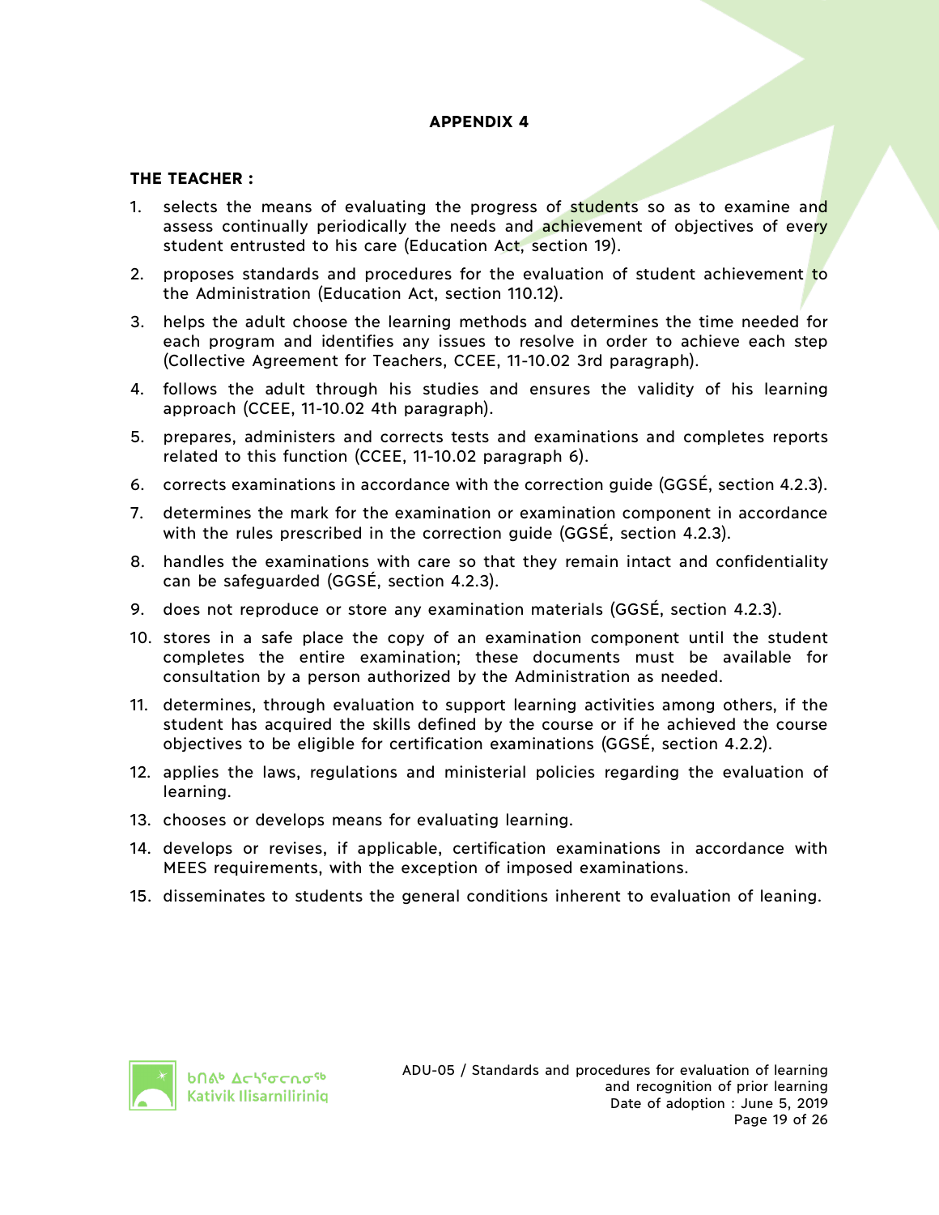# APPENDIX 4

**THE TEACHER :**

1. selects the means of evaluating the progress of students so as to examine and assess continually periodically the needs and achievement of objectives of every student entrusted to his care (Education Act, section 19).
2. proposes standards and procedures for the evaluation of student achievement to the Administration (Education Act, section 110.12).
3. helps the adult choose the learning methods and determines the time needed for each program and identifies any issues to resolve in order to achieve each step (Collective Agreement for Teachers, CCEE, 11-10.02 3rd paragraph).
4. follows the adult through his studies and ensures the validity of his learning approach (CCEE, 11-10.02 4th paragraph).
5. prepares, administers and corrects tests and examinations and completes reports related to this function (CCEE, 11-10.02 paragraph 6).
6. corrects examinations in accordance with the correction guide (GGSÉ, section 4.2.3).
7. determines the mark for the examination or examination component in accordance with the rules prescribed in the correction guide (GGSÉ, section 4.2.3).
8. handles the examinations with care so that they remain intact and confidentiality can be safeguarded (GGSÉ, section 4.2.3).
9. does not reproduce or store any examination materials (GGSÉ, section 4.2.3).
10. stores in a safe place the copy of an examination component until the student completes the entire examination; these documents must be available for consultation by a person authorized by the Administration as needed.
11. determines, through evaluation to support learning activities among others, if the student has acquired the skills defined by the course or if he achieved the course objectives to be eligible for certification examinations (GGSÉ, section 4.2.2).
12. applies the laws, regulations and ministerial policies regarding the evaluation of learning.
13. chooses or develops means for evaluating learning.
14. develops or revises, if applicable, certification examinations in accordance with MEES requirements, with the exception of imposed examinations.
15. disseminates to students the general conditions inherent to evaluation of leaning.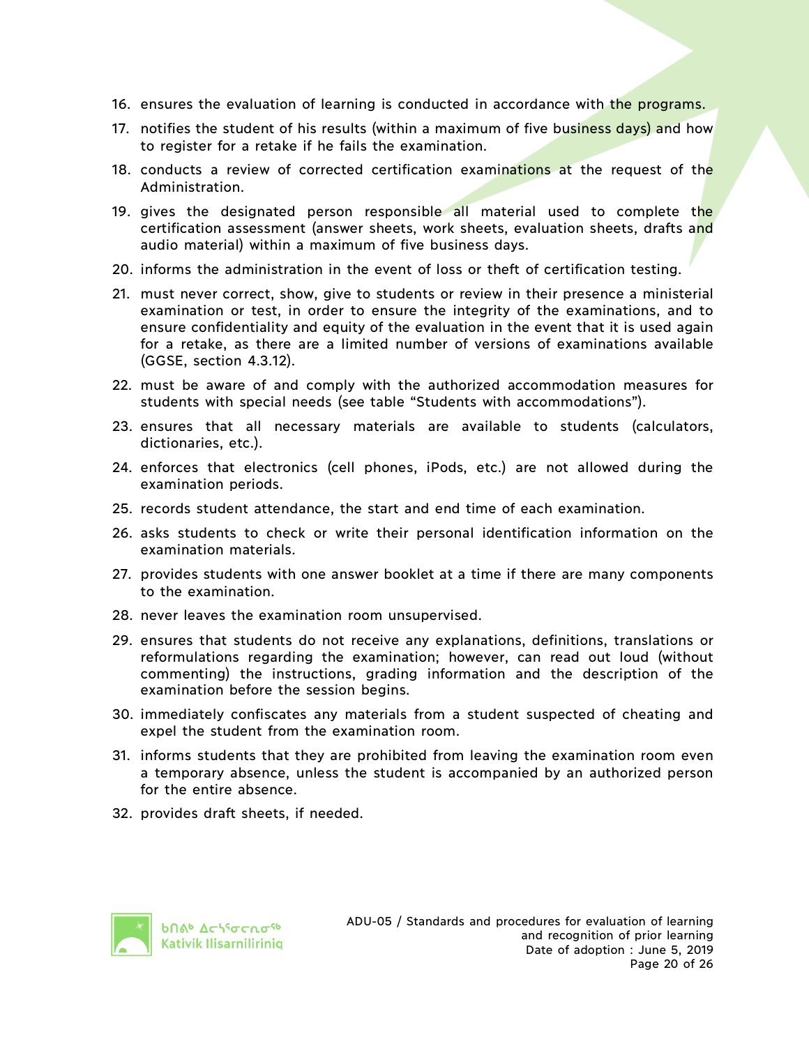16. ensures the evaluation of learning is conducted in accordance with the programs.
17. notifies the student of his results (within a maximum of five business days) and how to register for a retake if he fails the examination.
18. conducts a review of corrected certification examinations at the request of the Administration.
19. gives the designated person responsible all material used to complete the certification assessment (answer sheets, work sheets, evaluation sheets, drafts and audio material) within a maximum of five business days.
20. informs the administration in the event of loss or theft of certification testing.
21. must never correct, show, give to students or review in their presence a ministerial examination or test, in order to ensure the integrity of the examinations, and to ensure confidentiality and equity of the evaluation in the event that it is used again for a retake, as there are a limited number of versions of examinations available (GGSE, section 4.3.12).
22. must be aware of and comply with the authorized accommodation measures for students with special needs (see table "Students with accommodations").
23. ensures that all necessary materials are available to students (calculators, dictionaries, etc.).
24. enforces that electronics (cell phones, iPods, etc.) are not allowed during the examination periods.
25. records student attendance, the start and end time of each examination.
26. asks students to check or write their personal identification information on the examination materials.
27. provides students with one answer booklet at a time if there are many components to the examination.
28. never leaves the examination room unsupervised.
29. ensures that students do not receive any explanations, definitions, translations or reformulations regarding the examination; however, can read out loud (without commenting) the instructions, grading information and the description of the examination before the session begins.
30. immediately confiscates any materials from a student suspected of cheating and expel the student from the examination room.
31. informs students that they are prohibited from leaving the examination room even a temporary absence, unless the student is accompanied by an authorized person for the entire absence.
32. provides draft sheets, if needed.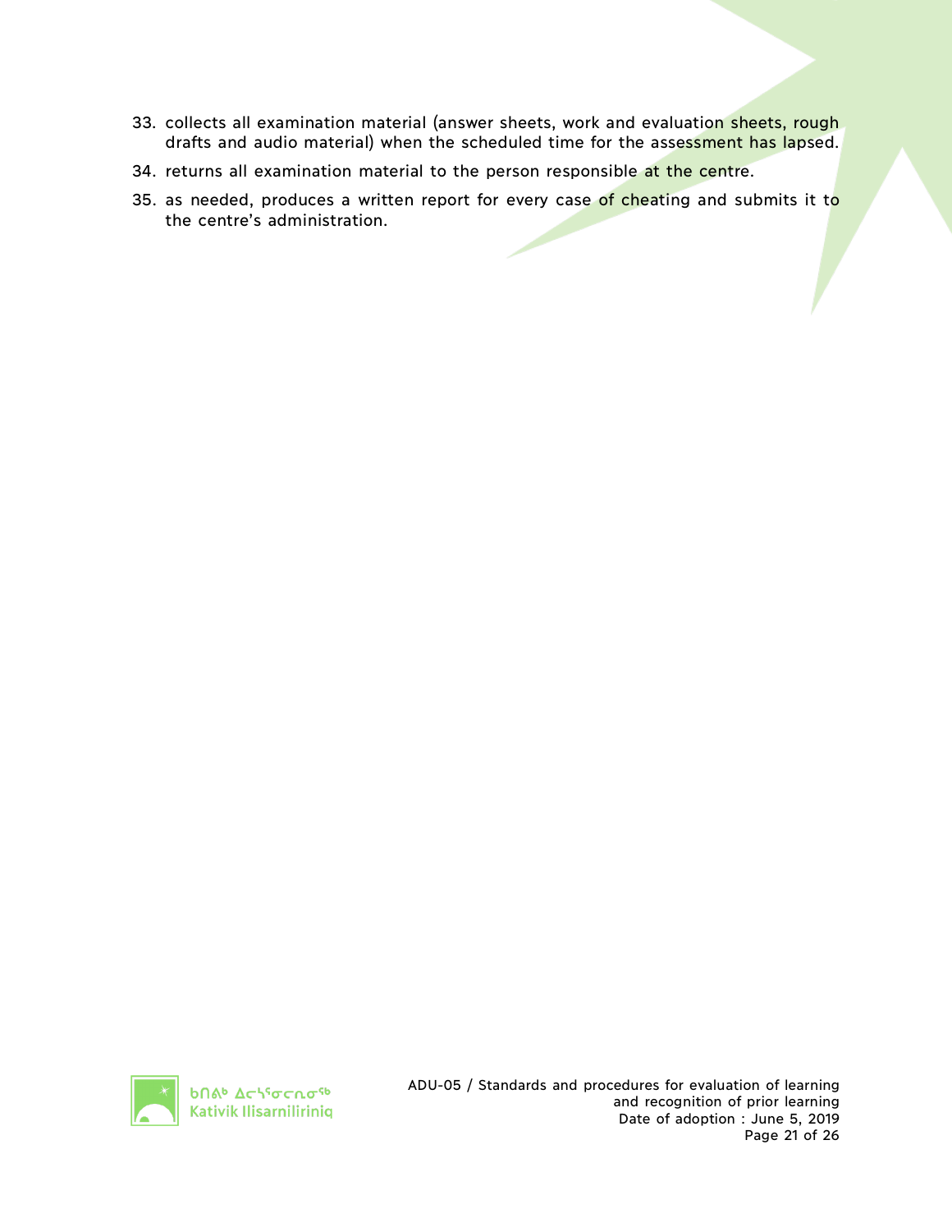33. collects all examination material (answer sheets, work and evaluation sheets, rough drafts and audio material) when the scheduled time for the assessment has lapsed.
34. returns all examination material to the person responsible at the centre.
35. as needed, produces a written report for every case of cheating and submits it to the centre's administration.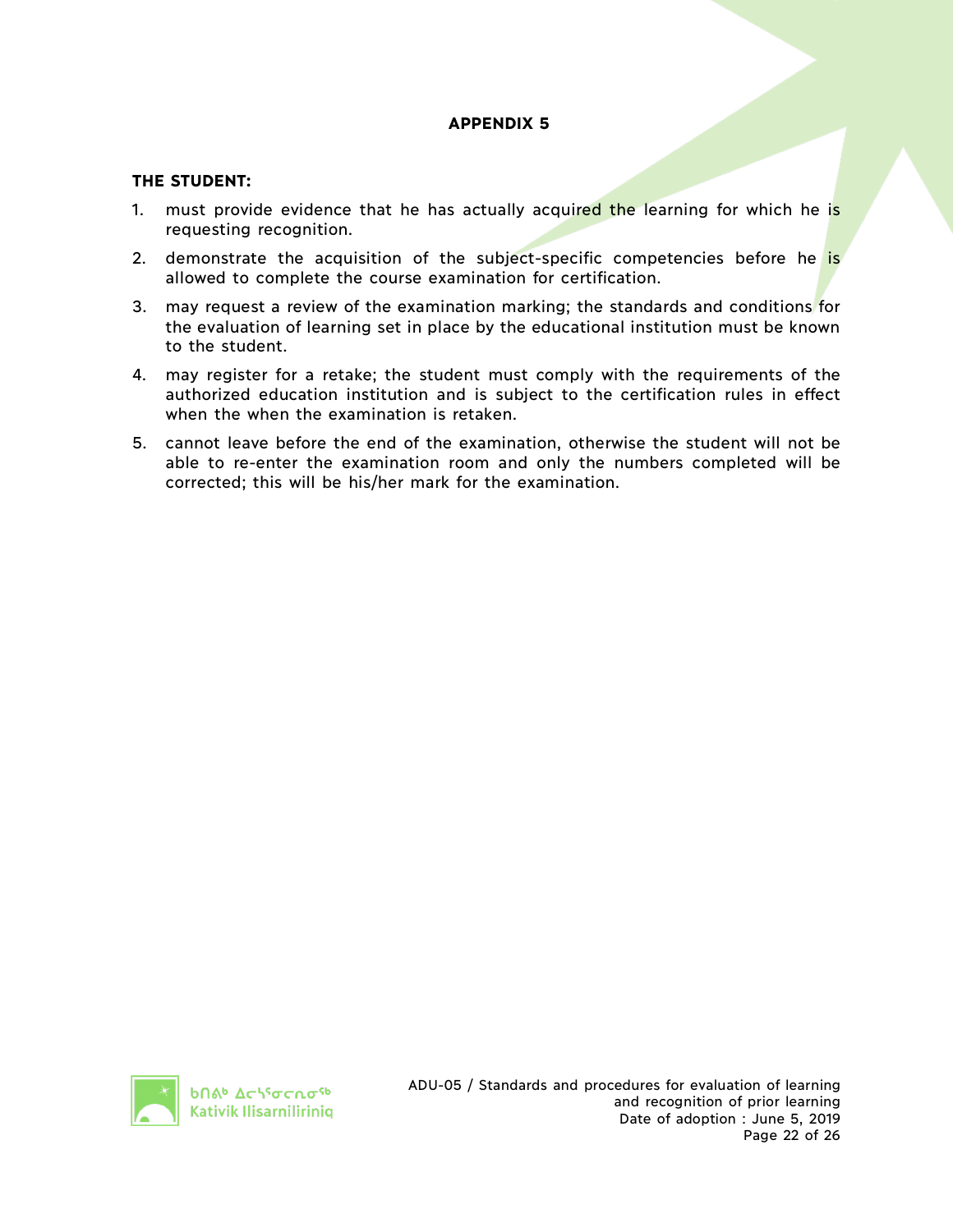## APPENDIX 5

**THE STUDENT:**

1. must provide evidence that he has actually acquired the learning for which he is requesting recognition.
2. demonstrate the acquisition of the subject-specific competencies before he is allowed to complete the course examination for certification.
3. may request a review of the examination marking; the standards and conditions for the evaluation of learning set in place by the educational institution must be known to the student.
4. may register for a retake; the student must comply with the requirements of the authorized education institution and is subject to the certification rules in effect when the when the examination is retaken.
5. cannot leave before the end of the examination, otherwise the student will not be able to re-enter the examination room and only the numbers completed will be corrected; this will be his/her mark for the examination.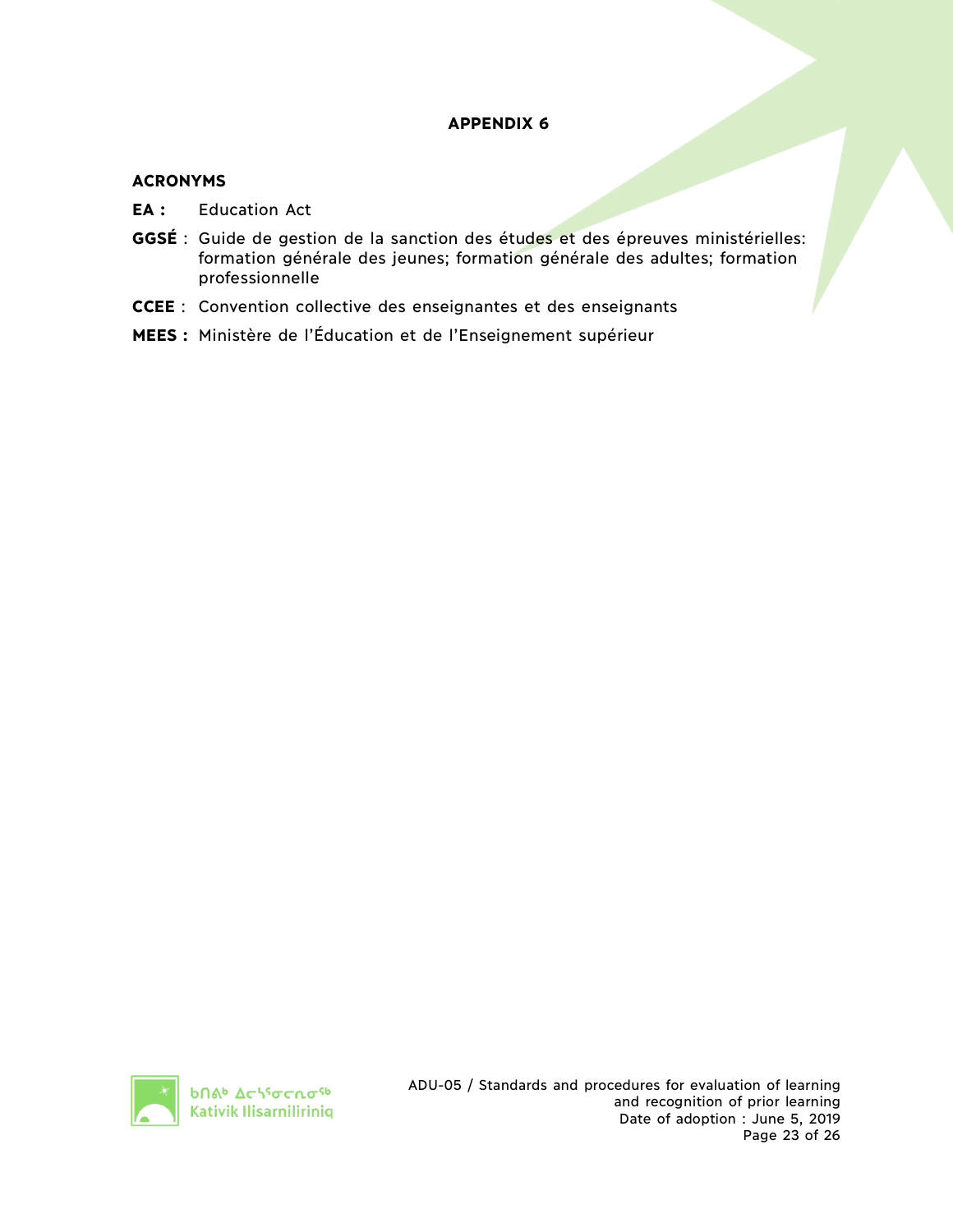# APPENDIX 6

## ACRONYMS

**EA :** Education Act

**GGSÉ** : Guide de gestion de la sanction des études et des épreuves ministérielles: formation générale des jeunes; formation générale des adultes; formation professionnelle

**CCEE** : Convention collective des enseignantes et des enseignants

**MEES :** Ministère de l'Éducation et de l'Enseignement supérieur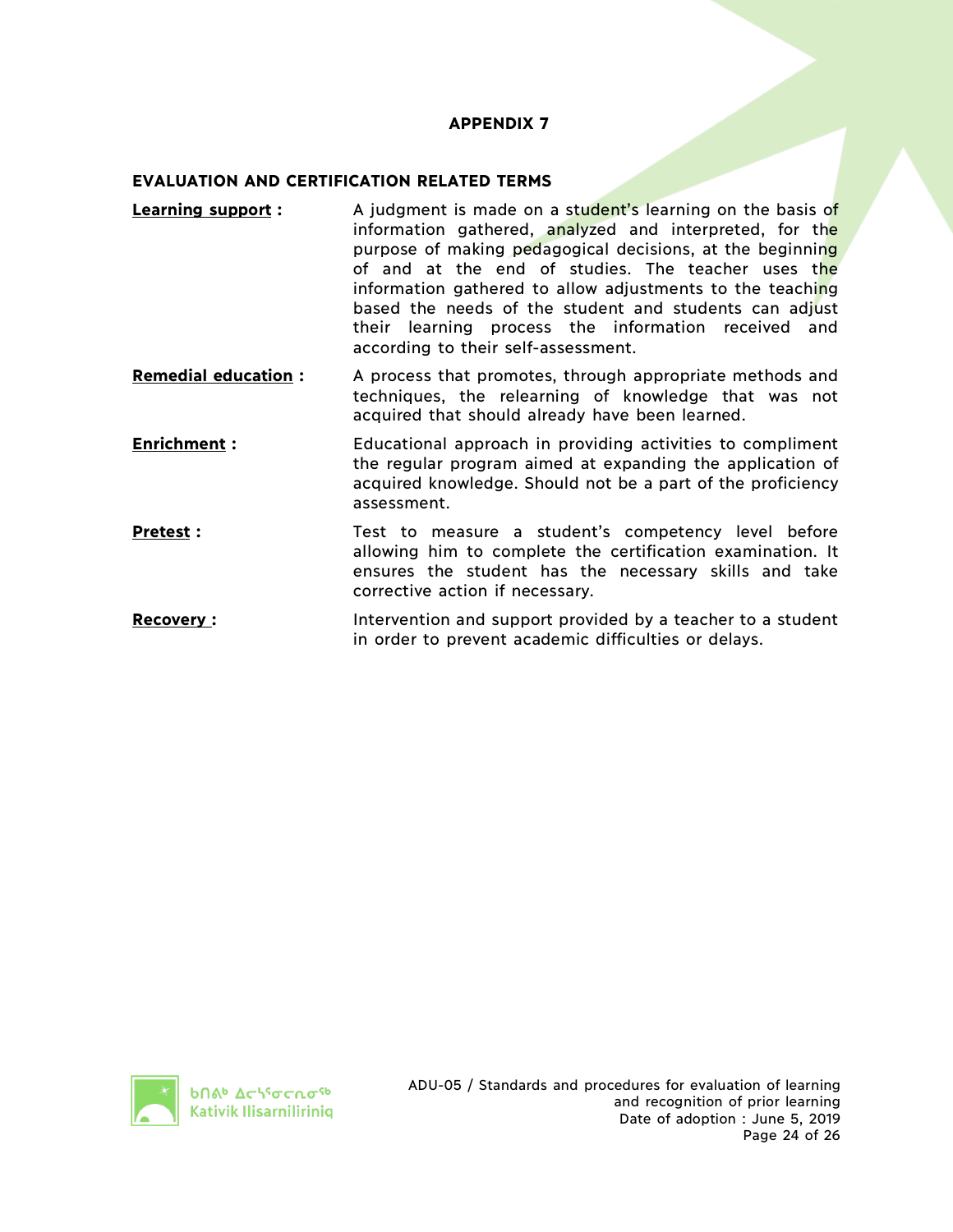# APPENDIX 7

## EVALUATION AND CERTIFICATION RELATED TERMS

**Learning support :** A judgment is made on a student's learning on the basis of information gathered, analyzed and interpreted, for the purpose of making pedagogical decisions, at the beginning of and at the end of studies. The teacher uses the information gathered to allow adjustments to the teaching based the needs of the student and students can adjust their learning process the information received and according to their self-assessment.

**Remedial education :** A process that promotes, through appropriate methods and techniques, the relearning of knowledge that was not acquired that should already have been learned.

**Enrichment :** Educational approach in providing activities to compliment the regular program aimed at expanding the application of acquired knowledge. Should not be a part of the proficiency assessment.

**Pretest :** Test to measure a student's competency level before allowing him to complete the certification examination. It ensures the student has the necessary skills and take corrective action if necessary.

**Recovery :** Intervention and support provided by a teacher to a student in order to prevent academic difficulties or delays.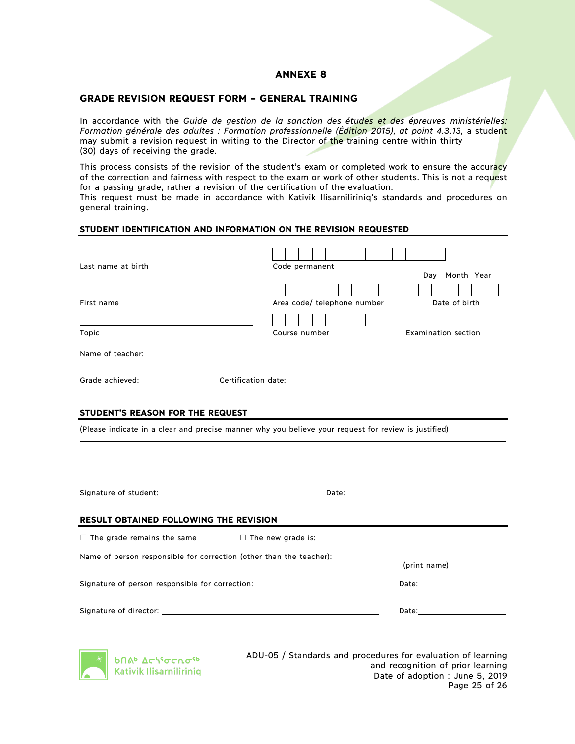# ANNEXE 8

## GRADE REVISION REQUEST FORM – GENERAL TRAINING

In accordance with the *Guide de gestion de la sanction des études et des épreuves ministérielles: Formation générale des adultes : Formation professionnelle (Édition 2015), at point 4.3.13,* a student may submit a revision request in writing to the Director of the training centre within thirty (30) days of receiving the grade.

This process consists of the revision of the student's exam or completed work to ensure the accuracy of the correction and fairness with respect to the exam or work of other students. This is not a request for a passing grade, rather a revision of the certification of the evaluation.

This request must be made in accordance with Kativik Ilisarniliriniq's standards and procedures on general training.

### STUDENT IDENTIFICATION AND INFORMATION ON THE REVISION REQUESTED

Last name at birth: ______________________

Code permanent: | | | | | | | | | | | | | |

First name: ______________________

Area code/ telephone number: | | | | | | | | | | |

Date of birth (Day Month Year): | | | | | | |

Topic: ______________________

Course number: | | | | | | | | |

Examination section: ______________________

Name of teacher: ______________________________________________

Grade achieved: ______________ Certification date: ______________________

### STUDENT'S REASON FOR THE REQUEST

(Please indicate in a clear and precise manner why you believe your request for review is justified)

_______________________________________________________________________________

_______________________________________________________________________________

_______________________________________________________________________________

Signature of student: ______________________________ Date: ____________________

### RESULT OBTAINED FOLLOWING THE REVISION

☐ The grade remains the same ☐ The new grade is: ________________

Name of person responsible for correction (other than the teacher): ______________________
(print name)

Signature of person responsible for correction: ______________________ Date: ____________________

Signature of director: ______________________________________ Date: ____________________

ᑲᑎᕝᕕᒃ ᐃᓕᓴᕐᓂᓕᕆᓂᖅ
Kativik Ilisarniliriniq

ADU-05 / Standards and procedures for evaluation of learning and recognition of prior learning
Date of adoption : June 5, 2019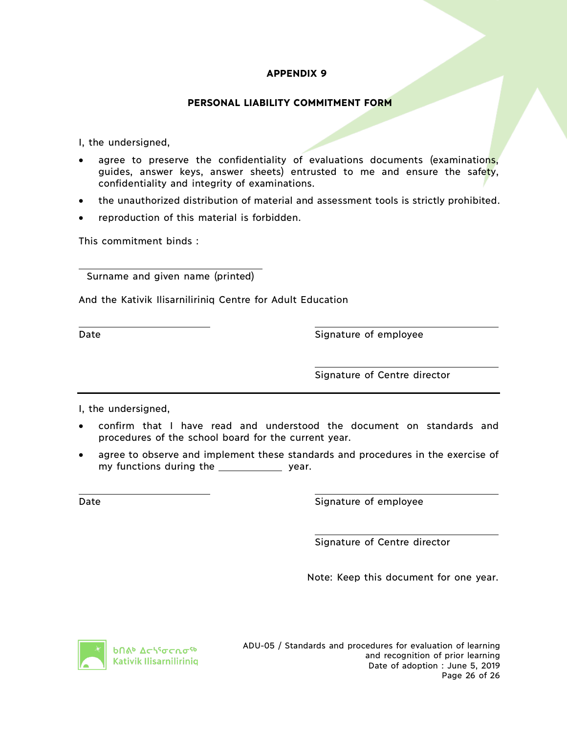# APPENDIX 9

## PERSONAL LIABILITY COMMITMENT FORM

I, the undersigned,

- agree to preserve the confidentiality of evaluations documents (examinations, guides, answer keys, answer sheets) entrusted to me and ensure the safety, confidentiality and integrity of examinations.
- the unauthorized distribution of material and assessment tools is strictly prohibited.
- reproduction of this material is forbidden.

This commitment binds :

\_\_\_\_\_\_\_\_\_\_\_\_\_\_\_\_\_\_\_\_\_\_\_\_\_\_\_\_\_\_\_\_
Surname and given name (printed)

And the Kativik Ilisarniliriniq Centre for Adult Education

\_\_\_\_\_\_\_\_\_\_\_\_\_\_\_\_\_\_\_\_\_\_\_\_ \_\_\_\_\_\_\_\_\_\_\_\_\_\_\_\_\_\_\_\_\_\_\_\_\_\_\_\_\_\_\_\_
Date Signature of employee

\_\_\_\_\_\_\_\_\_\_\_\_\_\_\_\_\_\_\_\_\_\_\_\_\_\_\_\_\_\_\_\_
Signature of Centre director

---

I, the undersigned,

- confirm that I have read and understood the document on standards and procedures of the school board for the current year.
- agree to observe and implement these standards and procedures in the exercise of my functions during the \_\_\_\_\_\_\_\_\_\_\_ year.

\_\_\_\_\_\_\_\_\_\_\_\_\_\_\_\_\_\_\_\_\_\_\_\_ \_\_\_\_\_\_\_\_\_\_\_\_\_\_\_\_\_\_\_\_\_\_\_\_\_\_\_\_\_\_\_\_
Date Signature of employee

\_\_\_\_\_\_\_\_\_\_\_\_\_\_\_\_\_\_\_\_\_\_\_\_\_\_\_\_\_\_\_\_
Signature of Centre director

Note: Keep this document for one year.